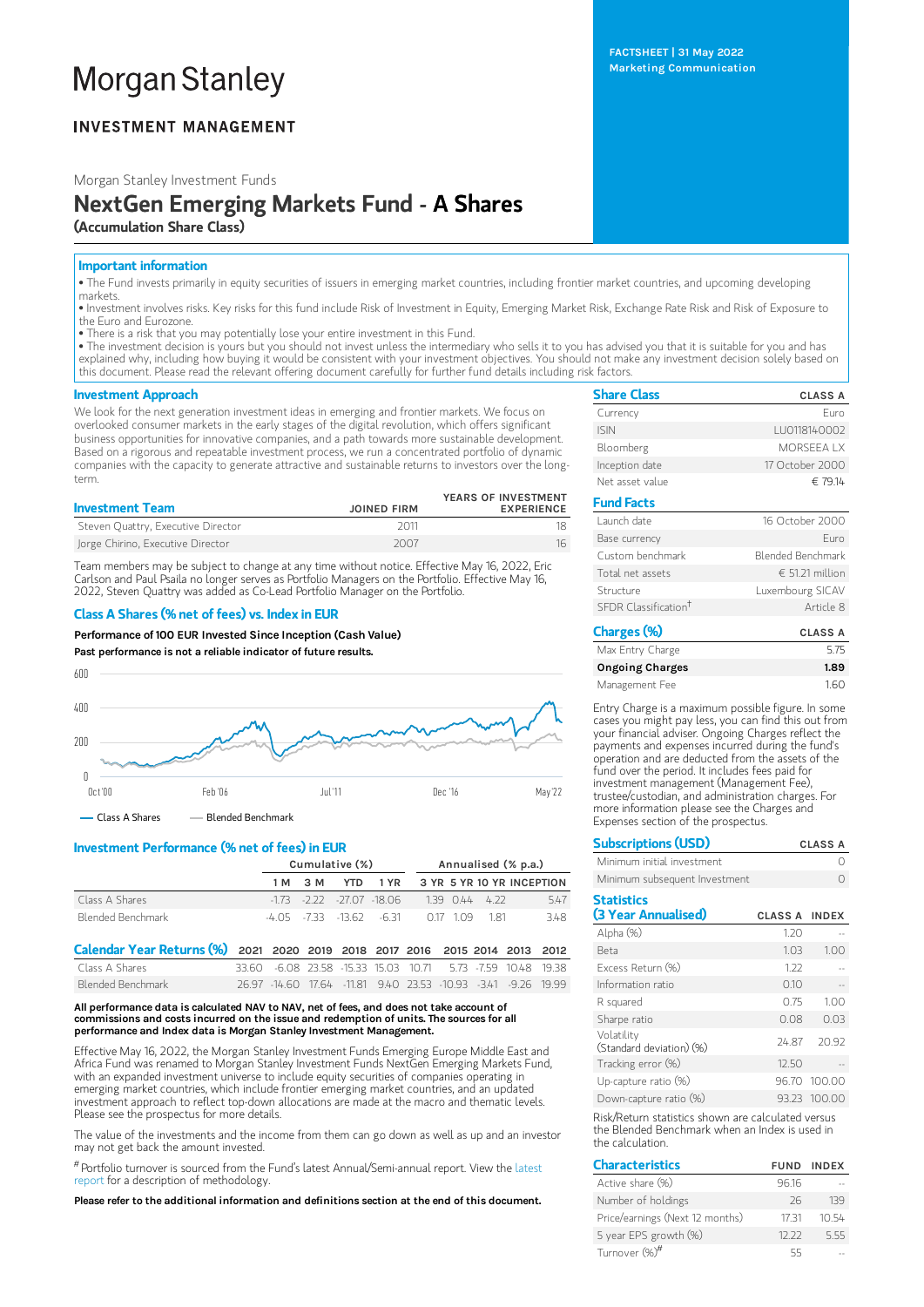# Morgan Stanley

**INVESTMENT MANAGEMENT**

FACTSHEET | 31 May 2022
Marketing Communication

Morgan Stanley Investment Funds

# NextGen Emerging Markets Fund - A Shares

**(Accumulation Share Class)**

## Important information

- The Fund invests primarily in equity securities of issuers in emerging market countries, including frontier market countries, and upcoming developing markets.
- Investment involves risks. Key risks for this fund include Risk of Investment in Equity, Emerging Market Risk, Exchange Rate Risk and Risk of Exposure to the Euro and Eurozone.
- There is a risk that you may potentially lose your entire investment in this Fund.
- The investment decision is yours but you should not invest unless the intermediary who sells it to you has advised you that it is suitable for you and has explained why, including how buying it would be consistent with your investment objectives. You should not make any investment decision solely based on this document. Please read the relevant offering document carefully for further fund details including risk factors.

## Investment Approach

We look for the next generation investment ideas in emerging and frontier markets. We focus on overlooked consumer markets in the early stages of the digital revolution, which offers significant business opportunities for innovative companies, and a path towards more sustainable development. Based on a rigorous and repeatable investment process, we run a concentrated portfolio of dynamic companies with the capacity to generate attractive and sustainable returns to investors over the long-term.

| Investment Team | JOINED FIRM | YEARS OF INVESTMENT EXPERIENCE |
|---|---|---|
| Steven Quattry, Executive Director | 2011 | 18 |
| Jorge Chirino, Executive Director | 2007 | 16 |

Team members may be subject to change at any time without notice. Effective May 16, 2022, Eric Carlson and Paul Psaila no longer serves as Portfolio Managers on the Portfolio. Effective May 16, 2022, Steven Quattry was added as Co-Lead Portfolio Manager on the Portfolio.

## Class A Shares (% net of fees) vs. Index in EUR

**Performance of 100 EUR Invested Since Inception (Cash Value)**

**Past performance is not a reliable indicator of future results.**

— Class A Shares — Blended Benchmark

## Investment Performance (% net of fees) in EUR

| | Cumulative (%) | | | | Annualised (% p.a.) | | | |
|---|---|---|---|---|---|---|---|---|
| | 1 M | 3 M | YTD | 1 YR | 3 YR | 5 YR | 10 YR | INCEPTION |
| Class A Shares | -1.73 | -2.22 | -27.07 | -18.06 | 1.39 | 0.44 | 4.22 | 5.47 |
| Blended Benchmark | -4.05 | -7.33 | -13.62 | -6.31 | 0.17 | 1.09 | 1.81 | 3.48 |

| Calendar Year Returns (%) | 2021 | 2020 | 2019 | 2018 | 2017 | 2016 | 2015 | 2014 | 2013 | 2012 |
|---|---|---|---|---|---|---|---|---|---|---|
| Class A Shares | 33.60 | -6.08 | 23.58 | -15.33 | 15.03 | 10.71 | 5.73 | -7.59 | 10.48 | 19.38 |
| Blended Benchmark | 26.97 | -14.60 | 17.64 | -11.81 | 9.40 | 23.53 | -10.93 | -3.41 | -9.26 | 19.99 |

**All performance data is calculated NAV to NAV, net of fees, and does not take account of commissions and costs incurred on the issue and redemption of units. The sources for all performance and Index data is Morgan Stanley Investment Management.**

Effective May 16, 2022, the Morgan Stanley Investment Funds Emerging Europe Middle East and Africa Fund was renamed to Morgan Stanley Investment Funds NextGen Emerging Markets Fund, with an expanded investment universe to include equity securities of companies operating in emerging market countries, which include frontier emerging market countries, and an updated investment approach to reflect top-down allocations are made at the macro and thematic levels. Please see the prospectus for more details.

The value of the investments and the income from them can go down as well as up and an investor may not get back the amount invested.

# Portfolio turnover is sourced from the Fund's latest Annual/Semi-annual report. View the latest report for a description of methodology.

**Please refer to the additional information and definitions section at the end of this document.**

## Share Class

| | CLASS A |
|---|---|
| Currency | Euro |
| ISIN | LU0118140002 |
| Bloomberg | MORSEEA LX |
| Inception date | 17 October 2000 |
| Net asset value | € 79.14 |

## Fund Facts

| | |
|---|---|
| Launch date | 16 October 2000 |
| Base currency | Euro |
| Custom benchmark | Blended Benchmark |
| Total net assets | € 51.21 million |
| Structure | Luxembourg SICAV |
| SFDR Classification† | Article 8 |

## Charges (%)

| | CLASS A |
|---|---|
| Max Entry Charge | 5.75 |
| **Ongoing Charges** | **1.89** |
| Management Fee | 1.60 |

Entry Charge is a maximum possible figure. In some cases you might pay less, you can find this out from your financial adviser. Ongoing Charges reflect the payments and expenses incurred during the fund's operation and are deducted from the assets of the fund over the period. It includes fees paid for investment management (Management Fee), trustee/custodian, and administration charges. For more information please see the Charges and Expenses section of the prospectus.

## Subscriptions (USD)

| | CLASS A |
|---|---|
| Minimum initial investment | 0 |
| Minimum subsequent Investment | 0 |

## Statistics (3 Year Annualised)

| | CLASS A | INDEX |
|---|---|---|
| Alpha (%) | 1.20 | -- |
| Beta | 1.03 | 1.00 |
| Excess Return (%) | 1.22 | -- |
| Information ratio | 0.10 | -- |
| R squared | 0.75 | 1.00 |
| Sharpe ratio | 0.08 | 0.03 |
| Volatility (Standard deviation) (%) | 24.87 | 20.92 |
| Tracking error (%) | 12.50 | -- |
| Up-capture ratio (%) | 96.70 | 100.00 |
| Down-capture ratio (%) | 93.23 | 100.00 |

Risk/Return statistics shown are calculated versus the Blended Benchmark when an Index is used in the calculation.

## Characteristics

| | FUND | INDEX |
|---|---|---|
| Active share (%) | 96.16 | -- |
| Number of holdings | 26 | 139 |
| Price/earnings (Next 12 months) | 17.31 | 10.54 |
| 5 year EPS growth (%) | 12.22 | 5.55 |
| Turnover (%)# | 55 | -- |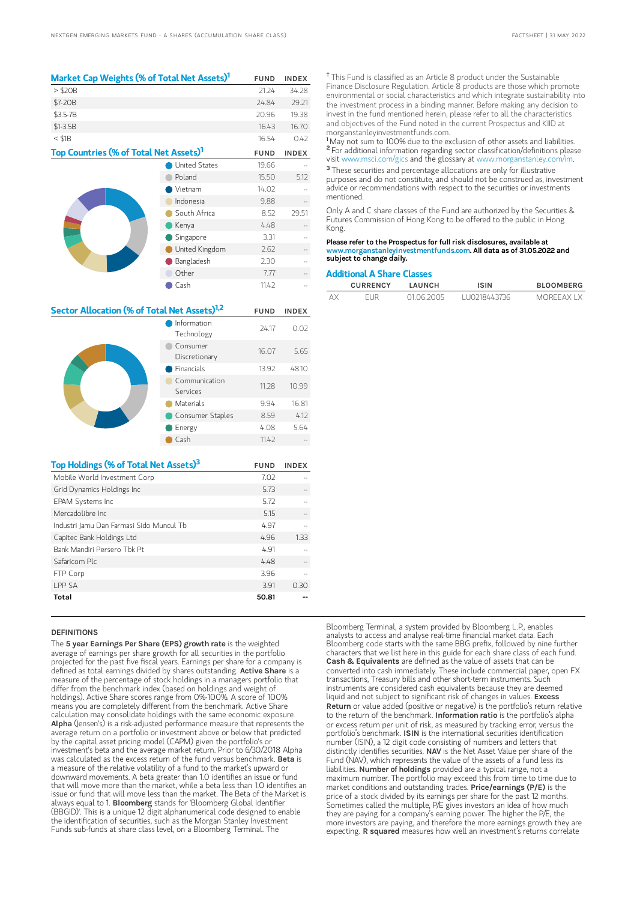## Market Cap Weights (% of Total Net Assets)[1]

| | FUND | INDEX |
|---|---|---|
| > $20B | 21.24 | 34.28 |
| $7-20B | 24.84 | 29.21 |
| $3.5-7B | 20.96 | 19.38 |
| $1-3.5B | 16.43 | 16.70 |
| < $1B | 16.54 | 0.42 |

## Top Countries (% of Total Net Assets)[1]

| | FUND | INDEX |
|---|---|---|
| United States | 19.66 | -- |
| Poland | 15.50 | 5.12 |
| Vietnam | 14.02 | -- |
| Indonesia | 9.88 | -- |
| South Africa | 8.52 | 29.51 |
| Kenya | 4.48 | -- |
| Singapore | 3.31 | -- |
| United Kingdom | 2.62 | -- |
| Bangladesh | 2.30 | -- |
| Other | 7.77 | -- |
| Cash | 11.42 | -- |

## Sector Allocation (% of Total Net Assets)[1,2]

| | FUND | INDEX |
|---|---|---|
| Information Technology | 24.17 | 0.02 |
| Consumer Discretionary | 16.07 | 5.65 |
| Financials | 13.92 | 48.10 |
| Communication Services | 11.28 | 10.99 |
| Materials | 9.94 | 16.81 |
| Consumer Staples | 8.59 | 4.12 |
| Energy | 4.08 | 5.64 |
| Cash | 11.42 | -- |

## Top Holdings (% of Total Net Assets)[3]

| | FUND | INDEX |
|---|---|---|
| Mobile World Investment Corp | 7.02 | -- |
| Grid Dynamics Holdings Inc | 5.73 | -- |
| EPAM Systems Inc | 5.72 | -- |
| Mercadolibre Inc | 5.15 | -- |
| Industri Jamu Dan Farmasi Sido Muncul Tb | 4.97 | -- |
| Capitec Bank Holdings Ltd | 4.96 | 1.33 |
| Bank Mandiri Persero Tbk Pt | 4.91 | -- |
| Safaricom Plc | 4.48 | -- |
| FTP Corp | 3.96 | -- |
| LPP SA | 3.91 | 0.30 |
| **Total** | **50.81** | **--** |

† This Fund is classified as an Article 8 product under the Sustainable Finance Disclosure Regulation. Article 8 products are those which promote environmental or social characteristics and which integrate sustainability into the investment process in a binding manner. Before making any decision to invest in the fund mentioned herein, please refer to all the characteristics and objectives of the Fund noted in the current Prospectus and KIID at morganstanleyinvestmentfunds.com.

[1] May not sum to 100% due to the exclusion of other assets and liabilities.

[2] For additional information regarding sector classification/definitions please visit www.msci.com/gics and the glossary at www.morganstanley.com/im.

[3] These securities and percentage allocations are only for illustrative purposes and do not constitute, and should not be construed as, investment advice or recommendations with respect to the securities or investments mentioned.

Only A and C share classes of the Fund are authorized by the Securities & Futures Commission of Hong Kong to be offered to the public in Hong Kong.

**Please refer to the Prospectus for full risk disclosures, available at www.morganstanleyinvestmentfunds.com. All data as of 31.05.2022 and subject to change daily.**

## Additional A Share Classes

| | CURRENCY | LAUNCH | ISIN | BLOOMBERG |
|---|---|---|---|---|
| AX | EUR | 01.06.2005 | LU0218443736 | MOREEAX LX |

### DEFINITIONS

The **5 year Earnings Per Share (EPS) growth rate** is the weighted average of earnings per share growth for all securities in the portfolio projected for the past five fiscal years. Earnings per share for a company is defined as total earnings divided by shares outstanding. **Active Share** is a measure of the percentage of stock holdings in a managers portfolio that differ from the benchmark index (based on holdings and weight of holdings). Active Share scores range from 0%-100%. A score of 100% means you are completely different from the benchmark. Active Share calculation may consolidate holdings with the same economic exposure. **Alpha** (Jensen's) is a risk-adjusted performance measure that represents the average return on a portfolio or investment above or below that predicted by the capital asset pricing model (CAPM) given the portfolio's or investment's beta and the average market return. Prior to 6/30/2018 Alpha was calculated as the excess return of the fund versus benchmark. **Beta** is a measure of the relative volatility of a fund to the market's upward or downward movements. A beta greater than 1.0 identifies an issue or fund that will move more than the market, while a beta less than 1.0 identifies an issue or fund that will move less than the market. The Beta of the Market is always equal to 1. **Bloomberg** stands for 'Bloomberg Global Identifier (BBGID)'. This is a unique 12 digit alphanumerical code designed to enable the identification of securities, such as the Morgan Stanley Investment Funds sub-funds at share class level, on a Bloomberg Terminal. The Bloomberg Terminal, a system provided by Bloomberg L.P., enables analysts to access and analyse real-time financial market data. Each Bloomberg code starts with the same BBG prefix, followed by nine further characters that we list here in this guide for each share class of each fund. **Cash & Equivalents** are defined as the value of assets that can be converted into cash immediately. These include commercial paper, open FX transactions, Treasury bills and other short-term instruments. Such instruments are considered cash equivalents because they are deemed liquid and not subject to significant risk of changes in values. **Excess Return** or value added (positive or negative) is the portfolio's return relative to the return of the benchmark. **Information ratio** is the portfolio's alpha or excess return per unit of risk, as measured by tracking error, versus the portfolio's benchmark. **ISIN** is the international securities identification number (ISIN), a 12 digit code consisting of numbers and letters that distinctly identifies securities. **NAV** is the Net Asset Value per share of the Fund (NAV), which represents the value of the assets of a fund less its liabilities. **Number of holdings** provided are a typical range, not a maximum number. The portfolio may exceed this from time to time due to market conditions and outstanding trades. **Price/earnings (P/E)** is the price of a stock divided by its earnings per share for the past 12 months. Sometimes called the multiple, P/E gives investors an idea of how much they are paying for a company's earning power. The higher the P/E, the more investors are paying, and therefore the more earnings growth they are expecting. **R squared** measures how well an investment's returns correlate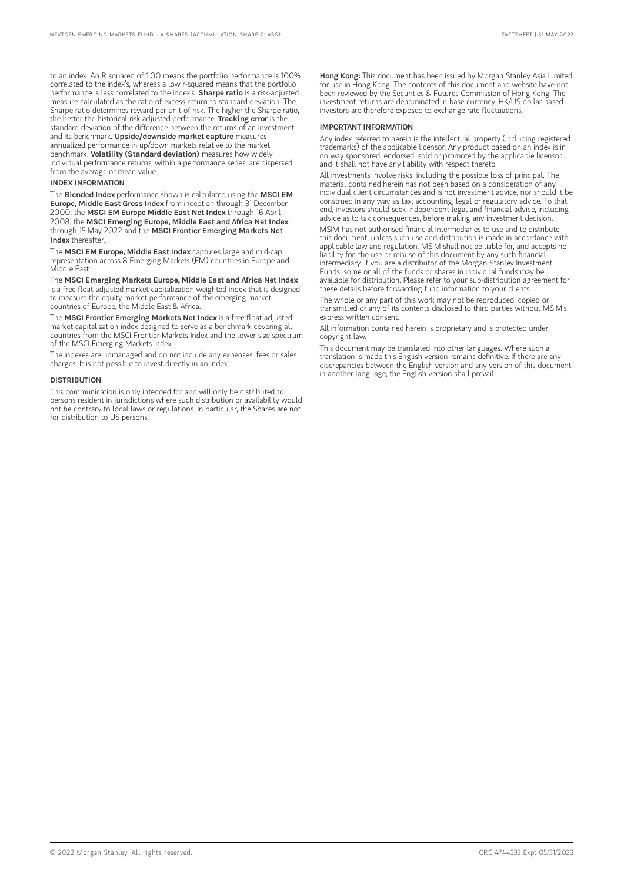to an index. An R squared of 1.00 means the portfolio performance is 100% correlated to the index's, whereas a low r-squared means that the portfolio performance is less correlated to the index's. **Sharpe ratio** is a risk-adjusted measure calculated as the ratio of excess return to standard deviation. The Sharpe ratio determines reward per unit of risk. The higher the Sharpe ratio, the better the historical risk-adjusted performance. **Tracking error** is the standard deviation of the difference between the returns of an investment and its benchmark. **Upside/downside market capture** measures annualized performance in up/down markets relative to the market benchmark. **Volatility (Standard deviation)** measures how widely individual performance returns, within a performance series, are dispersed from the average or mean value.

### INDEX INFORMATION

The **Blended Index** performance shown is calculated using the **MSCI EM Europe, Middle East Gross Index** from inception through 31 December 2000, the **MSCI EM Europe Middle East Net Index** through 16 April 2008, the **MSCI Emerging Europe, Middle East and Africa Net Index** through 15 May 2022 and the **MSCI Frontier Emerging Markets Net Index** thereafter.

The **MSCI EM Europe, Middle East Index** captures large and mid-cap representation across 8 Emerging Markets (EM) countries in Europe and Middle East.

The **MSCI Emerging Markets Europe, Middle East and Africa Net Index** is a free float-adjusted market capitalization weighted index that is designed to measure the equity market performance of the emerging market countries of Europe, the Middle East & Africa.

The **MSCI Frontier Emerging Markets Net Index** is a free float adjusted market capitalization index designed to serve as a benchmark covering all countries from the MSCI Frontier Markets Index and the lower size spectrum of the MSCI Emerging Markets Index.

The indexes are unmanaged and do not include any expenses, fees or sales charges. It is not possible to invest directly in an index.

### DISTRIBUTION

This communication is only intended for and will only be distributed to persons resident in jurisdictions where such distribution or availability would not be contrary to local laws or regulations. In particular, the Shares are not for distribution to US persons.

**Hong Kong:** This document has been issued by Morgan Stanley Asia Limited for use in Hong Kong. The contents of this document and website have not been reviewed by the Securities & Futures Commission of Hong Kong. The investment returns are denominated in base currency. HK/US dollar-based investors are therefore exposed to exchange rate fluctuations.

### IMPORTANT INFORMATION

Any index referred to herein is the intellectual property (including registered trademarks) of the applicable licensor. Any product based on an index is in no way sponsored, endorsed, sold or promoted by the applicable licensor and it shall not have any liability with respect thereto.

All investments involve risks, including the possible loss of principal. The material contained herein has not been based on a consideration of any individual client circumstances and is not investment advice, nor should it be construed in any way as tax, accounting, legal or regulatory advice. To that end, investors should seek independent legal and financial advice, including advice as to tax consequences, before making any investment decision.

MSIM has not authorised financial intermediaries to use and to distribute this document, unless such use and distribution is made in accordance with applicable law and regulation. MSIM shall not be liable for, and accepts no liability for, the use or misuse of this document by any such financial intermediary. If you are a distributor of the Morgan Stanley Investment Funds, some or all of the funds or shares in individual funds may be available for distribution. Please refer to your sub-distribution agreement for these details before forwarding fund information to your clients.

The whole or any part of this work may not be reproduced, copied or transmitted or any of its contents disclosed to third parties without MSIM's express written consent.

All information contained herein is proprietary and is protected under copyright law.

This document may be translated into other languages. Where such a translation is made this English version remains definitive. If there are any discrepancies between the English version and any version of this document in another language, the English version shall prevail.

© 2022 Morgan Stanley. All rights reserved.

CRC 4744333 Exp: 05/31/2023